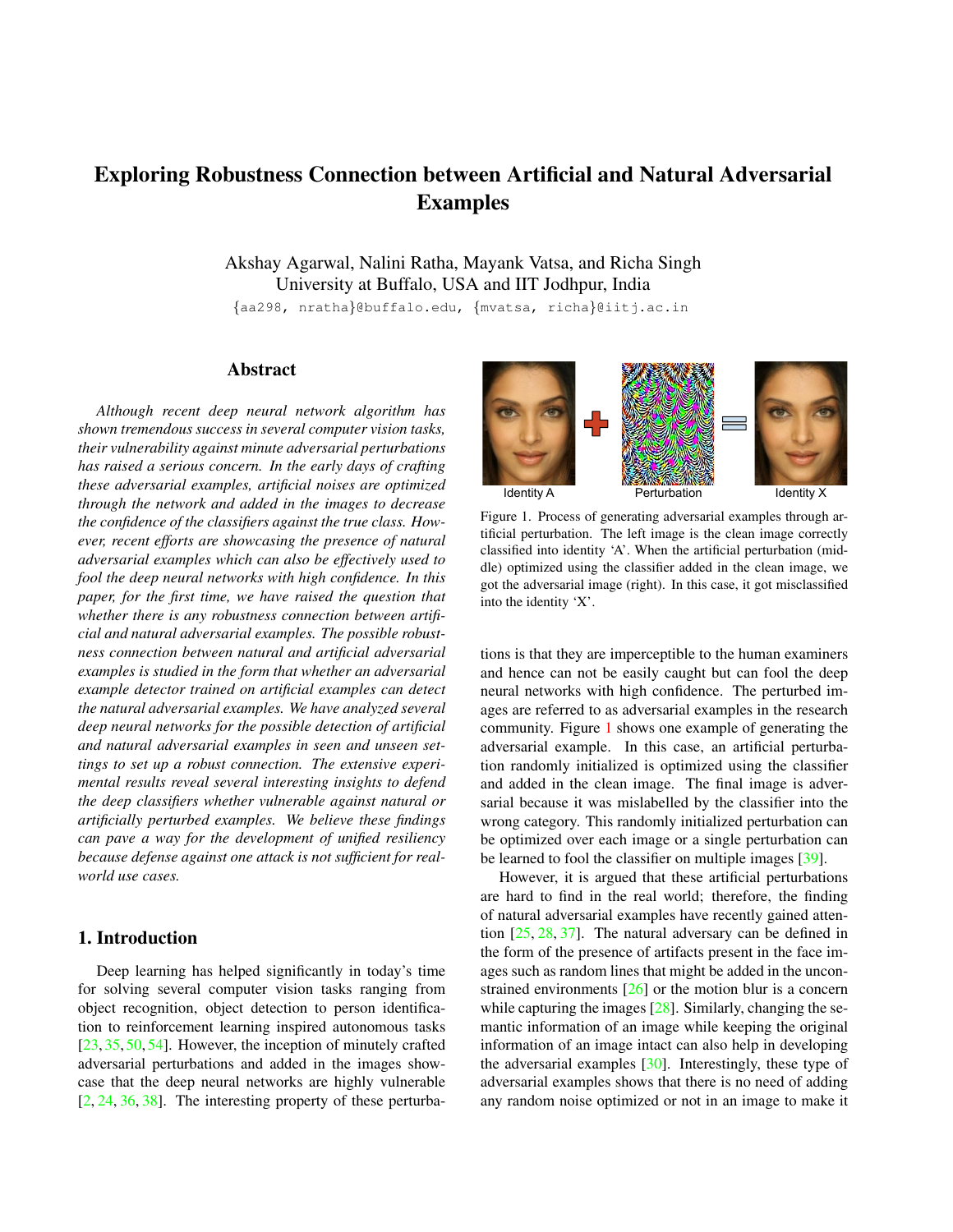# Exploring Robustness Connection between Artificial and Natural Adversarial Examples

Akshay Agarwal, Nalini Ratha, Mayank Vatsa, and Richa Singh
University at Buffalo, USA and IIT Jodhpur, India
{aa298, nratha}@buffalo.edu, {mvatsa, richa}@iitj.ac.in

## Abstract

*Although recent deep neural network algorithm has shown tremendous success in several computer vision tasks, their vulnerability against minute adversarial perturbations has raised a serious concern. In the early days of crafting these adversarial examples, artificial noises are optimized through the network and added in the images to decrease the confidence of the classifiers against the true class. However, recent efforts are showcasing the presence of natural adversarial examples which can also be effectively used to fool the deep neural networks with high confidence. In this paper, for the first time, we have raised the question that whether there is any robustness connection between artificial and natural adversarial examples. The possible robustness connection between natural and artificial adversarial examples is studied in the form that whether an adversarial example detector trained on artificial examples can detect the natural adversarial examples. We have analyzed several deep neural networks for the possible detection of artificial and natural adversarial examples in seen and unseen settings to set up a robust connection. The extensive experimental results reveal several interesting insights to defend the deep classifiers whether vulnerable against natural or artificially perturbed examples. We believe these findings can pave a way for the development of unified resiliency because defense against one attack is not sufficient for real-world use cases.*

## 1. Introduction

Deep learning has helped significantly in today's time for solving several computer vision tasks ranging from object recognition, object detection to person identification to reinforcement learning inspired autonomous tasks [23, 35, 50, 54]. However, the inception of minutely crafted adversarial perturbations and added in the images showcase that the deep neural networks are highly vulnerable [2, 24, 36, 38]. The interesting property of these perturbations is that they are imperceptible to the human examiners and hence can not be easily caught but can fool the deep neural networks with high confidence. The perturbed images are referred to as adversarial examples in the research community. Figure 1 shows one example of generating the adversarial example. In this case, an artificial perturbation randomly initialized is optimized using the classifier and added in the clean image. The final image is adversarial because it was mislabelled by the classifier into the wrong category. This randomly initialized perturbation can be optimized over each image or a single perturbation can be learned to fool the classifier on multiple images [39].

Identity A + Perturbation = Identity X

Figure 1. Process of generating adversarial examples through artificial perturbation. The left image is the clean image correctly classified into identity 'A'. When the artificial perturbation (middle) optimized using the classifier added in the clean image, we got the adversarial image (right). In this case, it got misclassified into the identity 'X'.

However, it is argued that these artificial perturbations are hard to find in the real world; therefore, the finding of natural adversarial examples have recently gained attention [25, 28, 37]. The natural adversary can be defined in the form of the presence of artifacts present in the face images such as random lines that might be added in the unconstrained environments [26] or the motion blur is a concern while capturing the images [28]. Similarly, changing the semantic information of an image while keeping the original information of an image intact can also help in developing the adversarial examples [30]. Interestingly, these type of adversarial examples shows that there is no need of adding any random noise optimized or not in an image to make it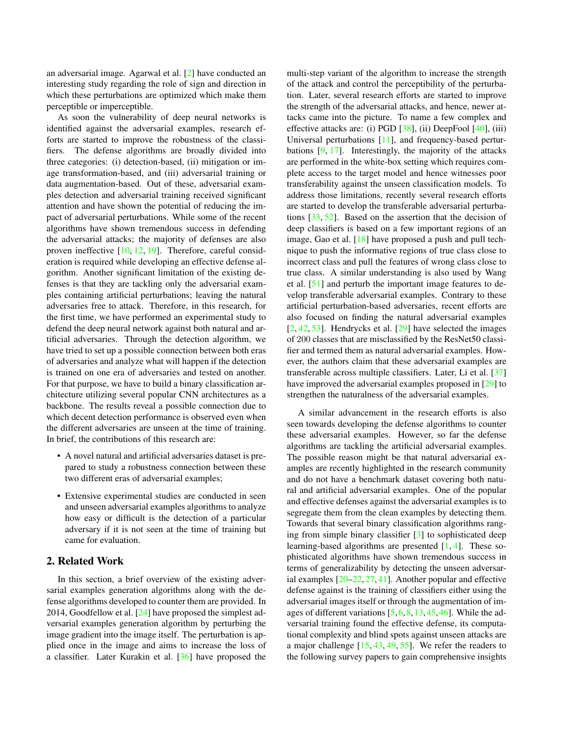an adversarial image. Agarwal et al. [2] have conducted an interesting study regarding the role of sign and direction in which these perturbations are optimized which make them perceptible or imperceptible.

As soon the vulnerability of deep neural networks is identified against the adversarial examples, research efforts are started to improve the robustness of the classifiers. The defense algorithms are broadly divided into three categories: (i) detection-based, (ii) mitigation or image transformation-based, and (iii) adversarial training or data augmentation-based. Out of these, adversarial examples detection and adversarial training received significant attention and have shown the potential of reducing the impact of adversarial perturbations. While some of the recent algorithms have shown tremendous success in defending the adversarial attacks; the majority of defenses are also proven ineffective [10, 12, 19]. Therefore, careful consideration is required while developing an effective defense algorithm. Another significant limitation of the existing defenses is that they are tackling only the adversarial examples containing artificial perturbations; leaving the natural adversaries free to attack. Therefore, in this research, for the first time, we have performed an experimental study to defend the deep neural network against both natural and artificial adversaries. Through the detection algorithm, we have tried to set up a possible connection between both eras of adversaries and analyze what will happen if the detection is trained on one era of adversaries and tested on another. For that purpose, we have to build a binary classification architecture utilizing several popular CNN architectures as a backbone. The results reveal a possible connection due to which decent detection performance is observed even when the different adversaries are unseen at the time of training. In brief, the contributions of this research are:

- A novel natural and artificial adversaries dataset is prepared to study a robustness connection between these two different eras of adversarial examples;
- Extensive experimental studies are conducted in seen and unseen adversarial examples algorithms to analyze how easy or difficult is the detection of a particular adversary if it is not seen at the time of training but came for evaluation.

## 2. Related Work

In this section, a brief overview of the existing adversarial examples generation algorithms along with the defense algorithms developed to counter them are provided. In 2014, Goodfellow et al. [24] have proposed the simplest adversarial examples generation algorithm by perturbing the image gradient into the image itself. The perturbation is applied once in the image and aims to increase the loss of a classifier. Later Kurakin et al. [36] have proposed the multi-step variant of the algorithm to increase the strength of the attack and control the perceptibility of the perturbation. Later, several research efforts are started to improve the strength of the adversarial attacks, and hence, newer attacks came into the picture. To name a few complex and effective attacks are: (i) PGD [38], (ii) DeepFool [40], (iii) Universal perturbations [11], and frequency-based perturbations [9, 17]. Interestingly, the majority of the attacks are performed in the white-box setting which requires complete access to the target model and hence witnesses poor transferability against the unseen classification models. To address those limitations, recently several research efforts are started to develop the transferable adversarial perturbations [33, 52]. Based on the assertion that the decision of deep classifiers is based on a few important regions of an image, Gao et al. [18] have proposed a push and pull technique to push the informative regions of true class close to incorrect class and pull the features of wrong class close to true class. A similar understanding is also used by Wang et al. [51] and perturb the important image features to develop transferable adversarial examples. Contrary to these artificial perturbation-based adversaries, recent efforts are also focused on finding the natural adversarial examples [2, 42, 53]. Hendrycks et al. [29] have selected the images of 200 classes that are misclassified by the ResNet50 classifier and termed them as natural adversarial examples. However, the authors claim that these adversarial examples are transferable across multiple classifiers. Later, Li et al. [37] have improved the adversarial examples proposed in [29] to strengthen the naturalness of the adversarial examples.

A similar advancement in the research efforts is also seen towards developing the defense algorithms to counter these adversarial examples. However, so far the defense algorithms are tackling the artificial adversarial examples. The possible reason might be that natural adversarial examples are recently highlighted in the research community and do not have a benchmark dataset covering both natural and artificial adversarial examples. One of the popular and effective defenses against the adversarial examples is to segregate them from the clean examples by detecting them. Towards that several binary classification algorithms ranging from simple binary classifier [3] to sophisticated deep learning-based algorithms are presented [1, 4]. These sophisticated algorithms have shown tremendous success in terms of generalizability by detecting the unseen adversarial examples [20–22, 27, 41]. Another popular and effective defense against is the training of classifiers either using the adversarial images itself or through the augmentation of images of different variations [5, 6, 8, 13, 45, 46]. While the adversarial training found the effective defense, its computational complexity and blind spots against unseen attacks are a major challenge [15, 43, 49, 55]. We refer the readers to the following survey papers to gain comprehensive insights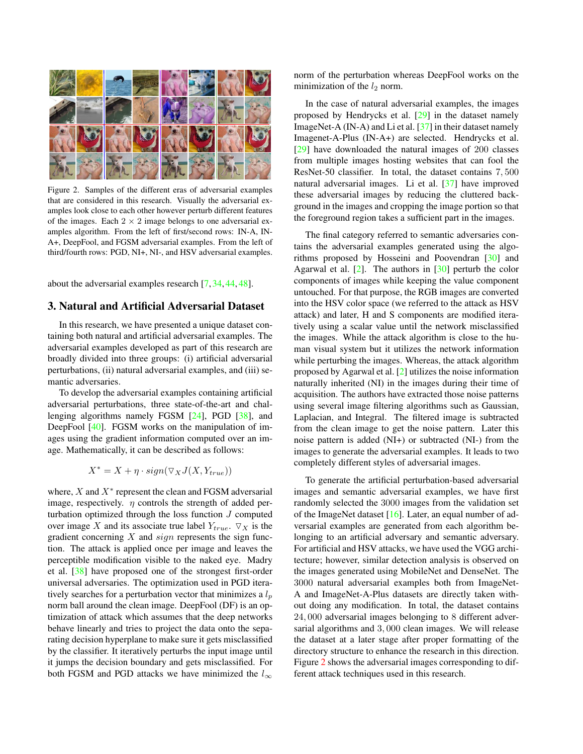Figure 2. Samples of the different eras of adversarial examples that are considered in this research. Visually the adversarial examples look close to each other however perturb different features of the images. Each $2 \times 2$ image belongs to one adversarial examples algorithm. From the left of first/second rows: IN-A, IN-A+, DeepFool, and FGSM adversarial examples. From the left of third/fourth rows: PGD, NI+, NI-, and HSV adversarial examples.

about the adversarial examples research [7, 34, 44, 48].

## 3. Natural and Artificial Adversarial Dataset

In this research, we have presented a unique dataset containing both natural and artificial adversarial examples. The adversarial examples developed as part of this research are broadly divided into three groups: (i) artificial adversarial perturbations, (ii) natural adversarial examples, and (iii) semantic adversaries.

To develop the adversarial examples containing artificial adversarial perturbations, three state-of-the-art and challenging algorithms namely FGSM [24], PGD [38], and DeepFool [40]. FGSM works on the manipulation of images using the gradient information computed over an image. Mathematically, it can be described as follows:

$$X^* = X + \eta \cdot sign(\nabla_X J(X, Y_{true}))$$

where, $X$ and $X^*$ represent the clean and FGSM adversarial image, respectively. $\eta$ controls the strength of added perturbation optimized through the loss function $J$ computed over image $X$ and its associate true label $Y_{true}$. $\nabla_X$ is the gradient concerning $X$ and $sign$ represents the sign function. The attack is applied once per image and leaves the perceptible modification visible to the naked eye. Madry et al. [38] have proposed one of the strongest first-order universal adversaries. The optimization used in PGD iteratively searches for a perturbation vector that minimizes a $l_p$ norm ball around the clean image. DeepFool (DF) is an optimization of attack which assumes that the deep networks behave linearly and tries to project the data onto the separating decision hyperplane to make sure it gets misclassified by the classifier. It iteratively perturbs the input image until it jumps the decision boundary and gets misclassified. For both FGSM and PGD attacks we have minimized the $l_\infty$ norm of the perturbation whereas DeepFool works on the minimization of the $l_2$ norm.

In the case of natural adversarial examples, the images proposed by Hendrycks et al. [29] in the dataset namely ImageNet-A (IN-A) and Li et al. [37] in their dataset namely Imagenet-A-Plus (IN-A+) are selected. Hendrycks et al. [29] have downloaded the natural images of 200 classes from multiple images hosting websites that can fool the ResNet-50 classifier. In total, the dataset contains $7,500$ natural adversarial images. Li et al. [37] have improved these adversarial images by reducing the cluttered background in the images and cropping the image portion so that the foreground region takes a sufficient part in the images.

The final category referred to semantic adversaries contains the adversarial examples generated using the algorithms proposed by Hosseini and Poovendran [30] and Agarwal et al. [2]. The authors in [30] perturb the color components of images while keeping the value component untouched. For that purpose, the RGB images are converted into the HSV color space (we referred to the attack as HSV attack) and later, H and S components are modified iteratively using a scalar value until the network misclassified the images. While the attack algorithm is close to the human visual system but it utilizes the network information while perturbing the images. Whereas, the attack algorithm proposed by Agarwal et al. [2] utilizes the noise information naturally inherited (NI) in the images during their time of acquisition. The authors have extracted those noise patterns using several image filtering algorithms such as Gaussian, Laplacian, and Integral. The filtered image is subtracted from the clean image to get the noise pattern. Later this noise pattern is added (NI+) or subtracted (NI-) from the images to generate the adversarial examples. It leads to two completely different styles of adversarial images.

To generate the artificial perturbation-based adversarial images and semantic adversarial examples, we have first randomly selected the 3000 images from the validation set of the ImageNet dataset [16]. Later, an equal number of adversarial examples are generated from each algorithm belonging to an artificial adversary and semantic adversary. For artificial and HSV attacks, we have used the VGG architecture; however, similar detection analysis is observed on the images generated using MobileNet and DenseNet. The $3000$ natural adversarial examples both from ImageNet-A and ImageNet-A-Plus datasets are directly taken without doing any modification. In total, the dataset contains $24,000$ adversarial images belonging to $8$ different adversarial algorithms and $3,000$ clean images. We will release the dataset at a later stage after proper formatting of the directory structure to enhance the research in this direction. Figure 2 shows the adversarial images corresponding to different attack techniques used in this research.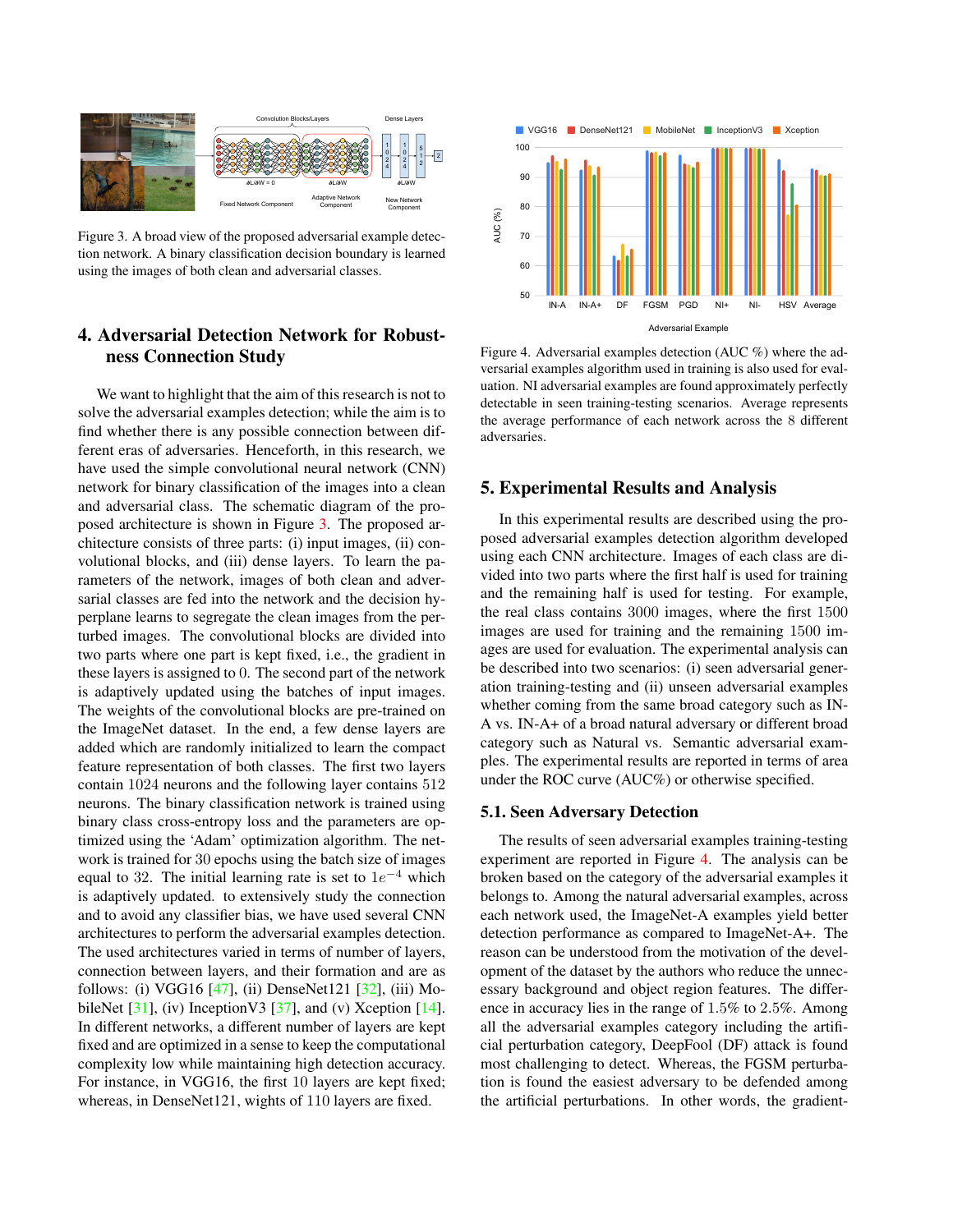Figure 3. A broad view of the proposed adversarial example detection network. A binary classification decision boundary is learned using the images of both clean and adversarial classes.

Figure 4. Adversarial examples detection (AUC %) where the adversarial examples algorithm used in training is also used for evaluation. NI adversarial examples are found approximately perfectly detectable in seen training-testing scenarios. Average represents the average performance of each network across the 8 different adversaries.

## 4. Adversarial Detection Network for Robustness Connection Study

We want to highlight that the aim of this research is not to solve the adversarial examples detection; while the aim is to find whether there is any possible connection between different eras of adversaries. Henceforth, in this research, we have used the simple convolutional neural network (CNN) network for binary classification of the images into a clean and adversarial class. The schematic diagram of the proposed architecture is shown in Figure 3. The proposed architecture consists of three parts: (i) input images, (ii) convolutional blocks, and (iii) dense layers. To learn the parameters of the network, images of both clean and adversarial classes are fed into the network and the decision hyperplane learns to segregate the clean images from the perturbed images. The convolutional blocks are divided into two parts where one part is kept fixed, i.e., the gradient in these layers is assigned to 0. The second part of the network is adaptively updated using the batches of input images. The weights of the convolutional blocks are pre-trained on the ImageNet dataset. In the end, a few dense layers are added which are randomly initialized to learn the compact feature representation of both classes. The first two layers contain 1024 neurons and the following layer contains 512 neurons. The binary classification network is trained using binary class cross-entropy loss and the parameters are optimized using the 'Adam' optimization algorithm. The network is trained for 30 epochs using the batch size of images equal to 32. The initial learning rate is set to $1e^{-4}$ which is adaptively updated. to extensively study the connection and to avoid any classifier bias, we have used several CNN architectures to perform the adversarial examples detection. The used architectures varied in terms of number of layers, connection between layers, and their formation and are as follows: (i) VGG16 [47], (ii) DenseNet121 [32], (iii) MobileNet [31], (iv) InceptionV3 [37], and (v) Xception [14]. In different networks, a different number of layers are kept fixed and are optimized in a sense to keep the computational complexity low while maintaining high detection accuracy. For instance, in VGG16, the first 10 layers are kept fixed; whereas, in DenseNet121, wights of 110 layers are fixed.

## 5. Experimental Results and Analysis

In this experimental results are described using the proposed adversarial examples detection algorithm developed using each CNN architecture. Images of each class are divided into two parts where the first half is used for training and the remaining half is used for testing. For example, the real class contains 3000 images, where the first 1500 images are used for training and the remaining 1500 images are used for evaluation. The experimental analysis can be described into two scenarios: (i) seen adversarial generation training-testing and (ii) unseen adversarial examples whether coming from the same broad category such as IN-A vs. IN-A+ of a broad natural adversary or different broad category such as Natural vs. Semantic adversarial examples. The experimental results are reported in terms of area under the ROC curve (AUC%) or otherwise specified.

### 5.1. Seen Adversary Detection

The results of seen adversarial examples training-testing experiment are reported in Figure 4. The analysis can be broken based on the category of the adversarial examples it belongs to. Among the natural adversarial examples, across each network used, the ImageNet-A examples yield better detection performance as compared to ImageNet-A+. The reason can be understood from the motivation of the development of the dataset by the authors who reduce the unnecessary background and object region features. The difference in accuracy lies in the range of 1.5% to 2.5%. Among all the adversarial examples category including the artificial perturbation category, DeepFool (DF) attack is found most challenging to detect. Whereas, the FGSM perturbation is found the easiest adversary to be defended among the artificial perturbations. In other words, the gradient-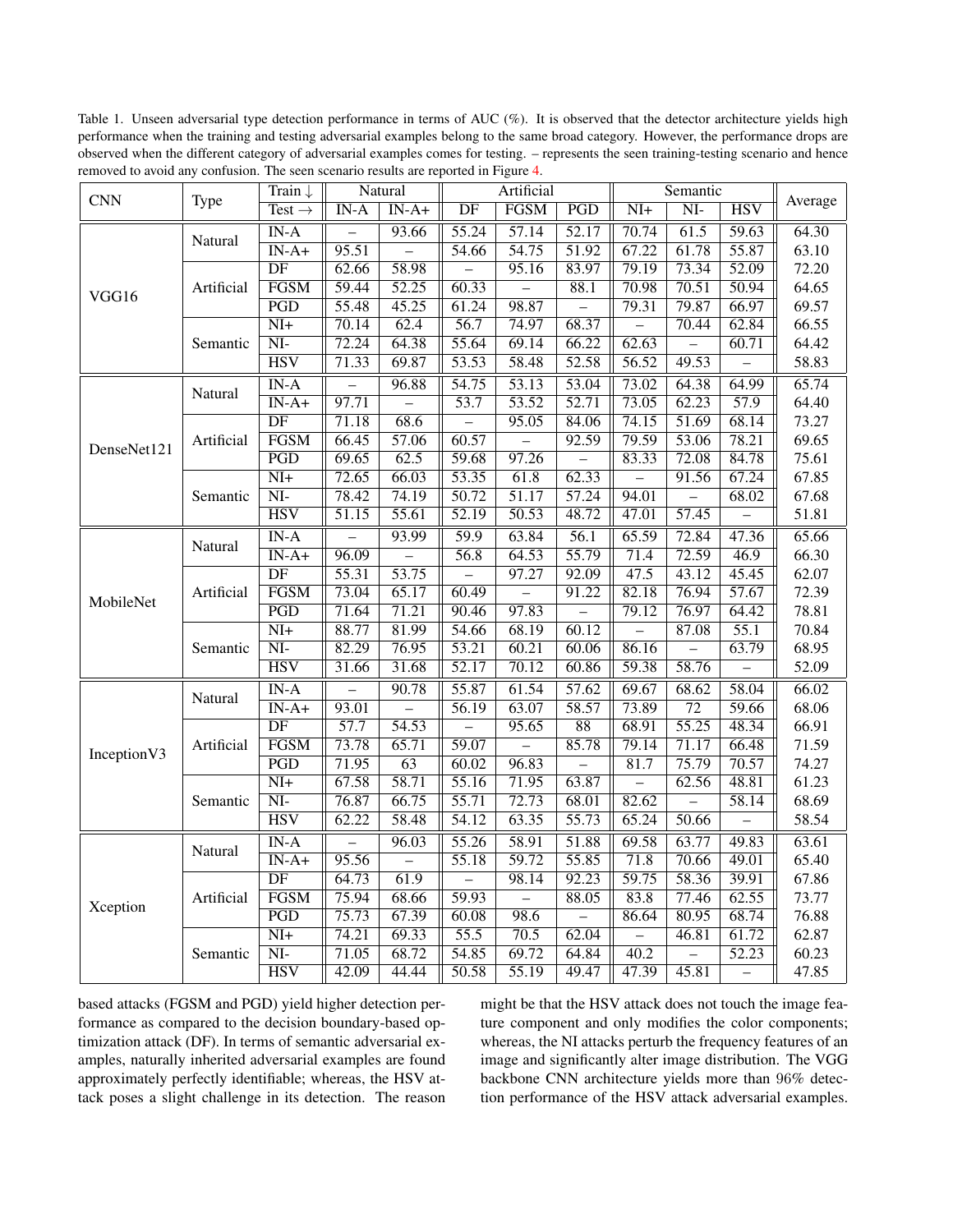Table 1. Unseen adversarial type detection performance in terms of AUC (%). It is observed that the detector architecture yields high performance when the training and testing adversarial examples belong to the same broad category. However, the performance drops are observed when the different category of adversarial examples comes for testing. – represents the seen training-testing scenario and hence removed to avoid any confusion. The seen scenario results are reported in Figure 4.

| CNN | Type | Train ↓ / Test → | Natural | | Artificial | | | Semantic | | | Average |
|---|---|---|---|---|---|---|---|---|---|---|---|
| | | | IN-A | IN-A+ | DF | FGSM | PGD | NI+ | NI- | HSV | |
| VGG16 | Natural | IN-A | – | 93.66 | 55.24 | 57.14 | 52.17 | 70.74 | 61.5 | 59.63 | 64.30 |
| | | IN-A+ | 95.51 | – | 54.66 | 54.75 | 51.92 | 67.22 | 61.78 | 55.87 | 63.10 |
| | Artificial | DF | 62.66 | 58.98 | – | 95.16 | 83.97 | 79.19 | 73.34 | 52.09 | 72.20 |
| | | FGSM | 59.44 | 52.25 | 60.33 | – | 88.1 | 70.98 | 70.51 | 50.94 | 64.65 |
| | | PGD | 55.48 | 45.25 | 61.24 | 98.87 | – | 79.31 | 79.87 | 66.97 | 69.57 |
| | Semantic | NI+ | 70.14 | 62.4 | 56.7 | 74.97 | 68.37 | – | 70.44 | 62.84 | 66.55 |
| | | NI- | 72.24 | 64.38 | 55.64 | 69.14 | 66.22 | 62.63 | – | 60.71 | 64.42 |
| | | HSV | 71.33 | 69.87 | 53.53 | 58.48 | 52.58 | 56.52 | 49.53 | – | 58.83 |
| DenseNet121 | Natural | IN-A | – | 96.88 | 54.75 | 53.13 | 53.04 | 73.02 | 64.38 | 64.99 | 65.74 |
| | | IN-A+ | 97.71 | – | 53.7 | 53.52 | 52.71 | 73.05 | 62.23 | 57.9 | 64.40 |
| | Artificial | DF | 71.18 | 68.6 | – | 95.05 | 84.06 | 74.15 | 51.69 | 68.14 | 73.27 |
| | | FGSM | 66.45 | 57.06 | 60.57 | – | 92.59 | 79.59 | 53.06 | 78.21 | 69.65 |
| | | PGD | 69.65 | 62.5 | 59.68 | 97.26 | – | 83.33 | 72.08 | 84.78 | 75.61 |
| | Semantic | NI+ | 72.65 | 66.03 | 53.35 | 61.8 | 62.33 | – | 91.56 | 67.24 | 67.85 |
| | | NI- | 78.42 | 74.19 | 50.72 | 51.17 | 57.24 | 94.01 | – | 68.02 | 67.68 |
| | | HSV | 51.15 | 55.61 | 52.19 | 50.53 | 48.72 | 47.01 | 57.45 | – | 51.81 |
| MobileNet | Natural | IN-A | – | 93.99 | 59.9 | 63.84 | 56.1 | 65.59 | 72.84 | 47.36 | 65.66 |
| | | IN-A+ | 96.09 | – | 56.8 | 64.53 | 55.79 | 71.4 | 72.59 | 46.9 | 66.30 |
| | Artificial | DF | 55.31 | 53.75 | – | 97.27 | 92.09 | 47.5 | 43.12 | 45.45 | 62.07 |
| | | FGSM | 73.04 | 65.17 | 60.49 | – | 91.22 | 82.18 | 76.94 | 57.67 | 72.39 |
| | | PGD | 71.64 | 71.21 | 90.46 | 97.83 | – | 79.12 | 76.97 | 64.42 | 78.81 |
| | Semantic | NI+ | 88.77 | 81.99 | 54.66 | 68.19 | 60.12 | – | 87.08 | 55.1 | 70.84 |
| | | NI- | 82.29 | 76.95 | 53.21 | 60.21 | 60.06 | 86.16 | – | 63.79 | 68.95 |
| | | HSV | 31.66 | 31.68 | 52.17 | 70.12 | 60.86 | 59.38 | 58.76 | – | 52.09 |
| InceptionV3 | Natural | IN-A | – | 90.78 | 55.87 | 61.54 | 57.62 | 69.67 | 68.62 | 58.04 | 66.02 |
| | | IN-A+ | 93.01 | – | 56.19 | 63.07 | 58.57 | 73.89 | 72 | 59.66 | 68.06 |
| | Artificial | DF | 57.7 | 54.53 | – | 95.65 | 88 | 68.91 | 55.25 | 48.34 | 66.91 |
| | | FGSM | 73.78 | 65.71 | 59.07 | – | 85.78 | 79.14 | 71.17 | 66.48 | 71.59 |
| | | PGD | 71.95 | 63 | 60.02 | 96.83 | – | 81.7 | 75.79 | 70.57 | 74.27 |
| | Semantic | NI+ | 67.58 | 58.71 | 55.16 | 71.95 | 63.87 | – | 62.56 | 48.81 | 61.23 |
| | | NI- | 76.87 | 66.75 | 55.71 | 72.73 | 68.01 | 82.62 | – | 58.14 | 68.69 |
| | | HSV | 62.22 | 58.48 | 54.12 | 63.35 | 55.73 | 65.24 | 50.66 | – | 58.54 |
| Xception | Natural | IN-A | – | 96.03 | 55.26 | 58.91 | 51.88 | 69.58 | 63.77 | 49.83 | 63.61 |
| | | IN-A+ | 95.56 | – | 55.18 | 59.72 | 55.85 | 71.8 | 70.66 | 49.01 | 65.40 |
| | Artificial | DF | 64.73 | 61.9 | – | 98.14 | 92.23 | 59.75 | 58.36 | 39.91 | 67.86 |
| | | FGSM | 75.94 | 68.66 | 59.93 | – | 88.05 | 83.8 | 77.46 | 62.55 | 73.77 |
| | | PGD | 75.73 | 67.39 | 60.08 | 98.6 | – | 86.64 | 80.95 | 68.74 | 76.88 |
| | Semantic | NI+ | 74.21 | 69.33 | 55.5 | 70.5 | 62.04 | – | 46.81 | 61.72 | 62.87 |
| | | NI- | 71.05 | 68.72 | 54.85 | 69.72 | 64.84 | 40.2 | – | 52.23 | 60.23 |
| | | HSV | 42.09 | 44.44 | 50.58 | 55.19 | 49.47 | 47.39 | 45.81 | – | 47.85 |

based attacks (FGSM and PGD) yield higher detection performance as compared to the decision boundary-based optimization attack (DF). In terms of semantic adversarial examples, naturally inherited adversarial examples are found approximately perfectly identifiable; whereas, the HSV attack poses a slight challenge in its detection. The reason might be that the HSV attack does not touch the image feature component and only modifies the color components; whereas, the NI attacks perturb the frequency features of an image and significantly alter image distribution. The VGG backbone CNN architecture yields more than 96% detection performance of the HSV attack adversarial examples.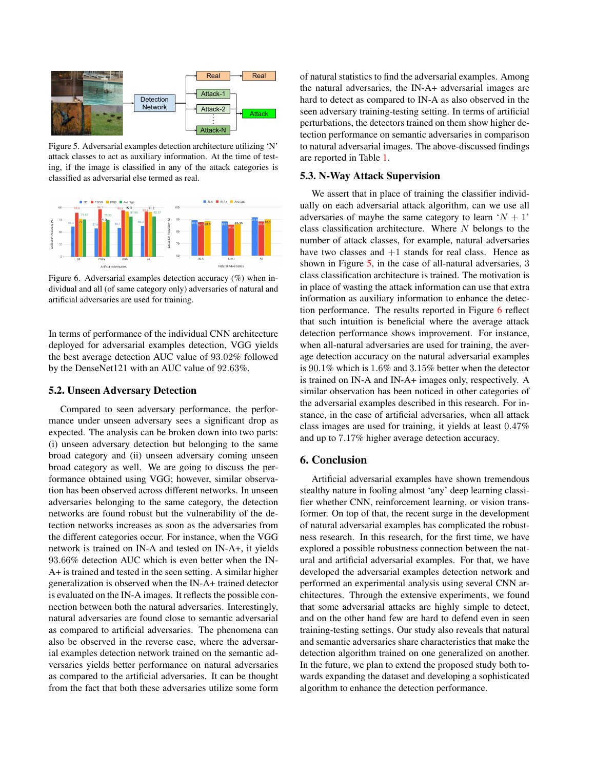Figure 5. Adversarial examples detection architecture utilizing 'N' attack classes to act as auxiliary information. At the time of testing, if the image is classified in any of the attack categories is classified as adversarial else termed as real.

Figure 6. Adversarial examples detection accuracy (%) when individual and all (of same category only) adversaries of natural and artificial adversaries are used for training.

In terms of performance of the individual CNN architecture deployed for adversarial examples detection, VGG yields the best average detection AUC value of 93.02% followed by the DenseNet121 with an AUC value of 92.63%.

### 5.2. Unseen Adversary Detection

Compared to seen adversary performance, the performance under unseen adversary sees a significant drop as expected. The analysis can be broken down into two parts: (i) unseen adversary detection but belonging to the same broad category and (ii) unseen adversary coming unseen broad category as well. We are going to discuss the performance obtained using VGG; however, similar observation has been observed across different networks. In unseen adversaries belonging to the same category, the detection networks are found robust but the vulnerability of the detection networks increases as soon as the adversaries from the different categories occur. For instance, when the VGG network is trained on IN-A and tested on IN-A+, it yields 93.66% detection AUC which is even better when the IN-A+ is trained and tested in the seen setting. A similar higher generalization is observed when the IN-A+ trained detector is evaluated on the IN-A images. It reflects the possible connection between both the natural adversaries. Interestingly, natural adversaries are found close to semantic adversarial as compared to artificial adversaries. The phenomena can also be observed in the reverse case, where the adversarial examples detection network trained on the semantic adversaries yields better performance on natural adversaries as compared to the artificial adversaries. It can be thought from the fact that both these adversaries utilize some form of natural statistics to find the adversarial examples. Among the natural adversaries, the IN-A+ adversarial images are hard to detect as compared to IN-A as also observed in the seen adversary training-testing setting. In terms of artificial perturbations, the detectors trained on them show higher detection performance on semantic adversaries in comparison to natural adversarial images. The above-discussed findings are reported in Table 1.

### 5.3. N-Way Attack Supervision

We assert that in place of training the classifier individually on each adversarial attack algorithm, we can use all adversaries of maybe the same category to learn '$N+1$' class classification architecture. Where $N$ belongs to the number of attack classes, for example, natural adversaries have two classes and $+1$ stands for real class. Hence as shown in Figure 5, in the case of all-natural adversaries, 3 class classification architecture is trained. The motivation is in place of wasting the attack information can use that extra information as auxiliary information to enhance the detection performance. The results reported in Figure 6 reflect that such intuition is beneficial where the average attack detection performance shows improvement. For instance, when all-natural adversaries are used for training, the average detection accuracy on the natural adversarial examples is 90.1% which is 1.6% and 3.15% better when the detector is trained on IN-A and IN-A+ images only, respectively. A similar observation has been noticed in other categories of the adversarial examples described in this research. For instance, in the case of artificial adversaries, when all attack class images are used for training, it yields at least 0.47% and up to 7.17% higher average detection accuracy.

## 6. Conclusion

Artificial adversarial examples have shown tremendous stealthy nature in fooling almost 'any' deep learning classifier whether CNN, reinforcement learning, or vision transformer. On top of that, the recent surge in the development of natural adversarial examples has complicated the robustness research. In this research, for the first time, we have explored a possible robustness connection between the natural and artificial adversarial examples. For that, we have developed the adversarial examples detection network and performed an experimental analysis using several CNN architectures. Through the extensive experiments, we found that some adversarial attacks are highly simple to detect, and on the other hand few are hard to defend even in seen training-testing settings. Our study also reveals that natural and semantic adversaries share characteristics that make the detection algorithm trained on one generalized on another. In the future, we plan to extend the proposed study both towards expanding the dataset and developing a sophisticated algorithm to enhance the detection performance.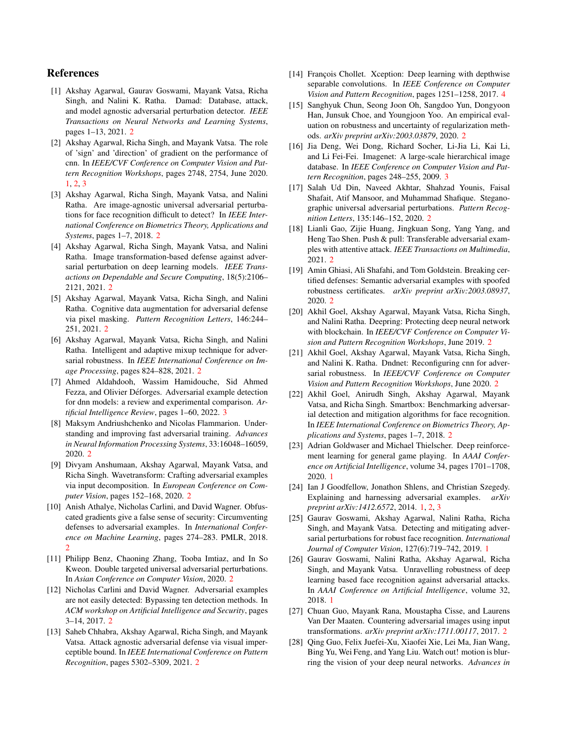# References

[1] Akshay Agarwal, Gaurav Goswami, Mayank Vatsa, Richa Singh, and Nalini K. Ratha. Damad: Database, attack, and model agnostic adversarial perturbation detector. *IEEE Transactions on Neural Networks and Learning Systems*, pages 1–13, 2021. 2

[2] Akshay Agarwal, Richa Singh, and Mayank Vatsa. The role of 'sign' and 'direction' of gradient on the performance of cnn. In *IEEE/CVF Conference on Computer Vision and Pattern Recognition Workshops*, pages 2748, 2754, June 2020. 1, 2, 3

[3] Akshay Agarwal, Richa Singh, Mayank Vatsa, and Nalini Ratha. Are image-agnostic universal adversarial perturbations for face recognition difficult to detect? In *IEEE International Conference on Biometrics Theory, Applications and Systems*, pages 1–7, 2018. 2

[4] Akshay Agarwal, Richa Singh, Mayank Vatsa, and Nalini Ratha. Image transformation-based defense against adversarial perturbation on deep learning models. *IEEE Transactions on Dependable and Secure Computing*, 18(5):2106–2121, 2021. 2

[5] Akshay Agarwal, Mayank Vatsa, Richa Singh, and Nalini Ratha. Cognitive data augmentation for adversarial defense via pixel masking. *Pattern Recognition Letters*, 146:244–251, 2021. 2

[6] Akshay Agarwal, Mayank Vatsa, Richa Singh, and Nalini Ratha. Intelligent and adaptive mixup technique for adversarial robustness. In *IEEE International Conference on Image Processing*, pages 824–828, 2021. 2

[7] Ahmed Aldahdooh, Wassim Hamidouche, Sid Ahmed Fezza, and Olivier Déforges. Adversarial example detection for dnn models: a review and experimental comparison. *Artificial Intelligence Review*, pages 1–60, 2022. 3

[8] Maksym Andriushchenko and Nicolas Flammarion. Understanding and improving fast adversarial training. *Advances in Neural Information Processing Systems*, 33:16048–16059, 2020. 2

[9] Divyam Anshumaan, Akshay Agarwal, Mayank Vatsa, and Richa Singh. Wavetransform: Crafting adversarial examples via input decomposition. In *European Conference on Computer Vision*, pages 152–168, 2020. 2

[10] Anish Athalye, Nicholas Carlini, and David Wagner. Obfuscated gradients give a false sense of security: Circumventing defenses to adversarial examples. In *International Conference on Machine Learning*, pages 274–283. PMLR, 2018. 2

[11] Philipp Benz, Chaoning Zhang, Tooba Imtiaz, and In So Kweon. Double targeted universal adversarial perturbations. In *Asian Conference on Computer Vision*, 2020. 2

[12] Nicholas Carlini and David Wagner. Adversarial examples are not easily detected: Bypassing ten detection methods. In *ACM workshop on Artificial Intelligence and Security*, pages 3–14, 2017. 2

[13] Saheb Chhabra, Akshay Agarwal, Richa Singh, and Mayank Vatsa. Attack agnostic adversarial defense via visual imperceptible bound. In *IEEE International Conference on Pattern Recognition*, pages 5302–5309, 2021. 2

[14] François Chollet. Xception: Deep learning with depthwise separable convolutions. In *IEEE Conference on Computer Vision and Pattern Recognition*, pages 1251–1258, 2017. 4

[15] Sanghyuk Chun, Seong Joon Oh, Sangdoo Yun, Dongyoon Han, Junsuk Choe, and Youngjoon Yoo. An empirical evaluation on robustness and uncertainty of regularization methods. *arXiv preprint arXiv:2003.03879*, 2020. 2

[16] Jia Deng, Wei Dong, Richard Socher, Li-Jia Li, Kai Li, and Li Fei-Fei. Imagenet: A large-scale hierarchical image database. In *IEEE Conference on Computer Vision and Pattern Recognition*, pages 248–255, 2009. 3

[17] Salah Ud Din, Naveed Akhtar, Shahzad Younis, Faisal Shafait, Atif Mansoor, and Muhammad Shafique. Steganographic universal adversarial perturbations. *Pattern Recognition Letters*, 135:146–152, 2020. 2

[18] Lianli Gao, Zijie Huang, Jingkuan Song, Yang Yang, and Heng Tao Shen. Push & pull: Transferable adversarial examples with attentive attack. *IEEE Transactions on Multimedia*, 2021. 2

[19] Amin Ghiasi, Ali Shafahi, and Tom Goldstein. Breaking certified defenses: Semantic adversarial examples with spoofed robustness certificates. *arXiv preprint arXiv:2003.08937*, 2020. 2

[20] Akhil Goel, Akshay Agarwal, Mayank Vatsa, Richa Singh, and Nalini Ratha. Deepring: Protecting deep neural network with blockchain. In *IEEE/CVF Conference on Computer Vision and Pattern Recognition Workshops*, June 2019. 2

[21] Akhil Goel, Akshay Agarwal, Mayank Vatsa, Richa Singh, and Nalini K. Ratha. Dndnet: Reconfiguring cnn for adversarial robustness. In *IEEE/CVF Conference on Computer Vision and Pattern Recognition Workshops*, June 2020. 2

[22] Akhil Goel, Anirudh Singh, Akshay Agarwal, Mayank Vatsa, and Richa Singh. Smartbox: Benchmarking adversarial detection and mitigation algorithms for face recognition. In *IEEE International Conference on Biometrics Theory, Applications and Systems*, pages 1–7, 2018. 2

[23] Adrian Goldwaser and Michael Thielscher. Deep reinforcement learning for general game playing. In *AAAI Conference on Artificial Intelligence*, volume 34, pages 1701–1708, 2020. 1

[24] Ian J Goodfellow, Jonathon Shlens, and Christian Szegedy. Explaining and harnessing adversarial examples. *arXiv preprint arXiv:1412.6572*, 2014. 1, 2, 3

[25] Gaurav Goswami, Akshay Agarwal, Nalini Ratha, Richa Singh, and Mayank Vatsa. Detecting and mitigating adversarial perturbations for robust face recognition. *International Journal of Computer Vision*, 127(6):719–742, 2019. 1

[26] Gaurav Goswami, Nalini Ratha, Akshay Agarwal, Richa Singh, and Mayank Vatsa. Unravelling robustness of deep learning based face recognition against adversarial attacks. In *AAAI Conference on Artificial Intelligence*, volume 32, 2018. 1

[27] Chuan Guo, Mayank Rana, Moustapha Cisse, and Laurens Van Der Maaten. Countering adversarial images using input transformations. *arXiv preprint arXiv:1711.00117*, 2017. 2

[28] Qing Guo, Felix Juefei-Xu, Xiaofei Xie, Lei Ma, Jian Wang, Bing Yu, Wei Feng, and Yang Liu. Watch out! motion is blurring the vision of your deep neural networks. *Advances in*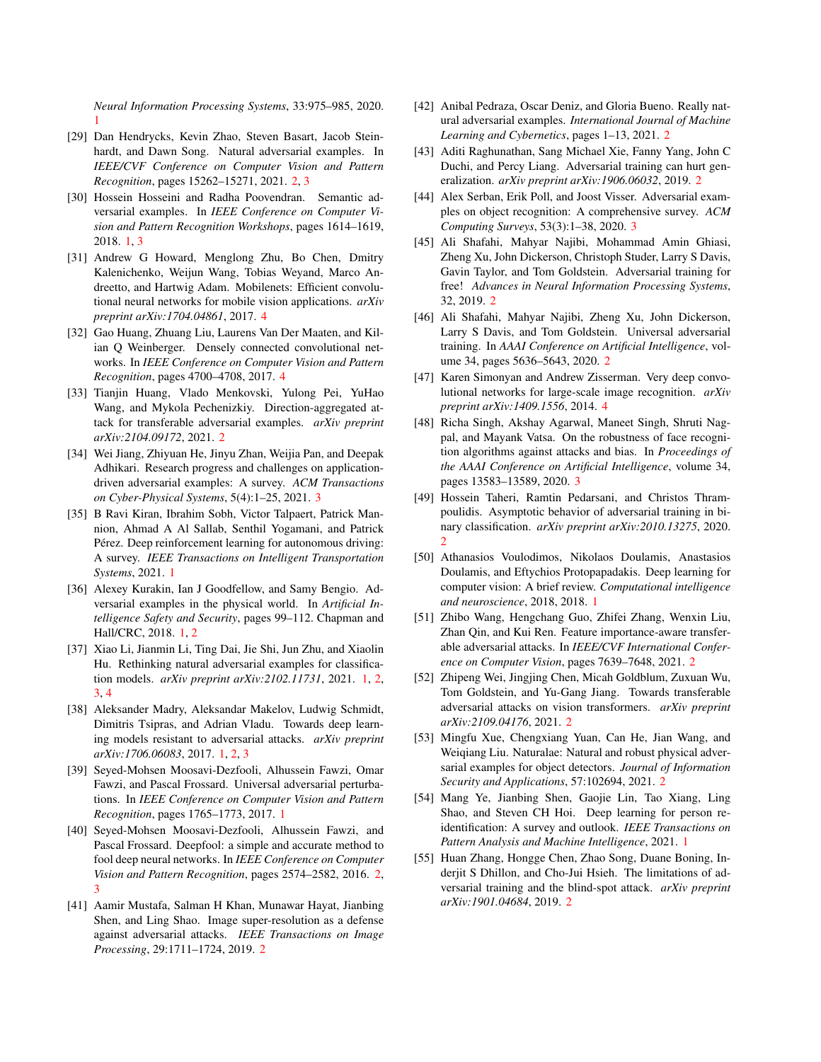*Neural Information Processing Systems*, 33:975–985, 2020. 1

[29] Dan Hendrycks, Kevin Zhao, Steven Basart, Jacob Steinhardt, and Dawn Song. Natural adversarial examples. In *IEEE/CVF Conference on Computer Vision and Pattern Recognition*, pages 15262–15271, 2021. 2, 3

[30] Hossein Hosseini and Radha Poovendran. Semantic adversarial examples. In *IEEE Conference on Computer Vision and Pattern Recognition Workshops*, pages 1614–1619, 2018. 1, 3

[31] Andrew G Howard, Menglong Zhu, Bo Chen, Dmitry Kalenichenko, Weijun Wang, Tobias Weyand, Marco Andreetto, and Hartwig Adam. Mobilenets: Efficient convolutional neural networks for mobile vision applications. *arXiv preprint arXiv:1704.04861*, 2017. 4

[32] Gao Huang, Zhuang Liu, Laurens Van Der Maaten, and Kilian Q Weinberger. Densely connected convolutional networks. In *IEEE Conference on Computer Vision and Pattern Recognition*, pages 4700–4708, 2017. 4

[33] Tianjin Huang, Vlado Menkovski, Yulong Pei, YuHao Wang, and Mykola Pechenizkiy. Direction-aggregated attack for transferable adversarial examples. *arXiv preprint arXiv:2104.09172*, 2021. 2

[34] Wei Jiang, Zhiyuan He, Jinyu Zhan, Weijia Pan, and Deepak Adhikari. Research progress and challenges on application-driven adversarial examples: A survey. *ACM Transactions on Cyber-Physical Systems*, 5(4):1–25, 2021. 3

[35] B Ravi Kiran, Ibrahim Sobh, Victor Talpaert, Patrick Mannion, Ahmad A Al Sallab, Senthil Yogamani, and Patrick Pérez. Deep reinforcement learning for autonomous driving: A survey. *IEEE Transactions on Intelligent Transportation Systems*, 2021. 1

[36] Alexey Kurakin, Ian J Goodfellow, and Samy Bengio. Adversarial examples in the physical world. In *Artificial Intelligence Safety and Security*, pages 99–112. Chapman and Hall/CRC, 2018. 1, 2

[37] Xiao Li, Jianmin Li, Ting Dai, Jie Shi, Jun Zhu, and Xiaolin Hu. Rethinking natural adversarial examples for classification models. *arXiv preprint arXiv:2102.11731*, 2021. 1, 2, 3, 4

[38] Aleksander Madry, Aleksandar Makelov, Ludwig Schmidt, Dimitris Tsipras, and Adrian Vladu. Towards deep learning models resistant to adversarial attacks. *arXiv preprint arXiv:1706.06083*, 2017. 1, 2, 3

[39] Seyed-Mohsen Moosavi-Dezfooli, Alhussein Fawzi, Omar Fawzi, and Pascal Frossard. Universal adversarial perturbations. In *IEEE Conference on Computer Vision and Pattern Recognition*, pages 1765–1773, 2017. 1

[40] Seyed-Mohsen Moosavi-Dezfooli, Alhussein Fawzi, and Pascal Frossard. Deepfool: a simple and accurate method to fool deep neural networks. In *IEEE Conference on Computer Vision and Pattern Recognition*, pages 2574–2582, 2016. 2, 3

[41] Aamir Mustafa, Salman H Khan, Munawar Hayat, Jianbing Shen, and Ling Shao. Image super-resolution as a defense against adversarial attacks. *IEEE Transactions on Image Processing*, 29:1711–1724, 2019. 2

[42] Anibal Pedraza, Oscar Deniz, and Gloria Bueno. Really natural adversarial examples. *International Journal of Machine Learning and Cybernetics*, pages 1–13, 2021. 2

[43] Aditi Raghunathan, Sang Michael Xie, Fanny Yang, John C Duchi, and Percy Liang. Adversarial training can hurt generalization. *arXiv preprint arXiv:1906.06032*, 2019. 2

[44] Alex Serban, Erik Poll, and Joost Visser. Adversarial examples on object recognition: A comprehensive survey. *ACM Computing Surveys*, 53(3):1–38, 2020. 3

[45] Ali Shafahi, Mahyar Najibi, Mohammad Amin Ghiasi, Zheng Xu, John Dickerson, Christoph Studer, Larry S Davis, Gavin Taylor, and Tom Goldstein. Adversarial training for free! *Advances in Neural Information Processing Systems*, 32, 2019. 2

[46] Ali Shafahi, Mahyar Najibi, Zheng Xu, John Dickerson, Larry S Davis, and Tom Goldstein. Universal adversarial training. In *AAAI Conference on Artificial Intelligence*, volume 34, pages 5636–5643, 2020. 2

[47] Karen Simonyan and Andrew Zisserman. Very deep convolutional networks for large-scale image recognition. *arXiv preprint arXiv:1409.1556*, 2014. 4

[48] Richa Singh, Akshay Agarwal, Maneet Singh, Shruti Nagpal, and Mayank Vatsa. On the robustness of face recognition algorithms against attacks and bias. In *Proceedings of the AAAI Conference on Artificial Intelligence*, volume 34, pages 13583–13589, 2020. 3

[49] Hossein Taheri, Ramtin Pedarsani, and Christos Thrampoulidis. Asymptotic behavior of adversarial training in binary classification. *arXiv preprint arXiv:2010.13275*, 2020. 2

[50] Athanasios Voulodimos, Nikolaos Doulamis, Anastasios Doulamis, and Eftychios Protopapadakis. Deep learning for computer vision: A brief review. *Computational intelligence and neuroscience*, 2018, 2018. 1

[51] Zhibo Wang, Hengchang Guo, Zhifei Zhang, Wenxin Liu, Zhan Qin, and Kui Ren. Feature importance-aware transferable adversarial attacks. In *IEEE/CVF International Conference on Computer Vision*, pages 7639–7648, 2021. 2

[52] Zhipeng Wei, Jingjing Chen, Micah Goldblum, Zuxuan Wu, Tom Goldstein, and Yu-Gang Jiang. Towards transferable adversarial attacks on vision transformers. *arXiv preprint arXiv:2109.04176*, 2021. 2

[53] Mingfu Xue, Chengxiang Yuan, Can He, Jian Wang, and Weiqiang Liu. Naturalae: Natural and robust physical adversarial examples for object detectors. *Journal of Information Security and Applications*, 57:102694, 2021. 2

[54] Mang Ye, Jianbing Shen, Gaojie Lin, Tao Xiang, Ling Shao, and Steven CH Hoi. Deep learning for person re-identification: A survey and outlook. *IEEE Transactions on Pattern Analysis and Machine Intelligence*, 2021. 1

[55] Huan Zhang, Hongge Chen, Zhao Song, Duane Boning, Inderjit S Dhillon, and Cho-Jui Hsieh. The limitations of adversarial training and the blind-spot attack. *arXiv preprint arXiv:1901.04684*, 2019. 2